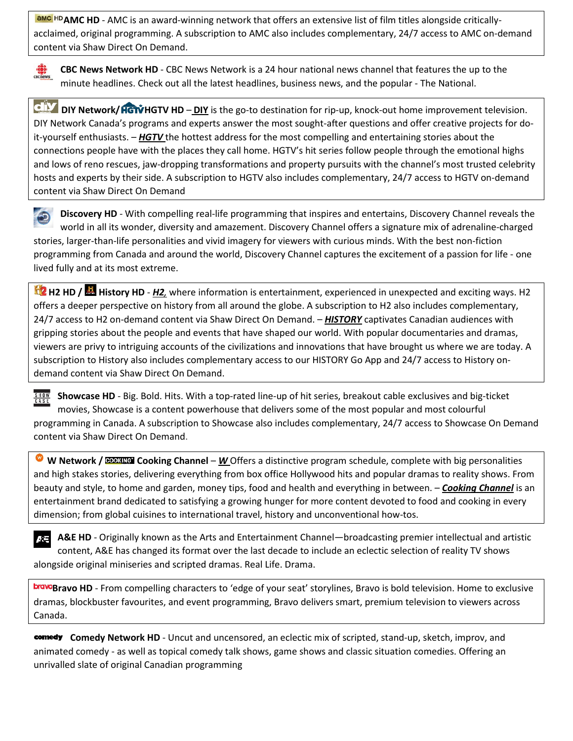**AMC HD** - AMC is an award-winning network that offers an extensive list of film titles alongside critically-acclaimed, original programming. A subscription to AMC also includes complementary, 24/7 access to AMC on-demand content via Shaw Direct On Demand.

**CBC News Network HD** - CBC News Network is a 24 hour national news channel that features the up to the minute headlines. Check out all the latest headlines, business news, and the popular - The National.

**DIY Network/ HGTV HD** – **DIY** is the go-to destination for rip-up, knock-out home improvement television. DIY Network Canada's programs and experts answer the most sought-after questions and offer creative projects for do-it-yourself enthusiasts. – ***HGTV*** the hottest address for the most compelling and entertaining stories about the connections people have with the places they call home. HGTV's hit series follow people through the emotional highs and lows of reno rescues, jaw-dropping transformations and property pursuits with the channel's most trusted celebrity hosts and experts by their side. A subscription to HGTV also includes complementary, 24/7 access to HGTV on-demand content via Shaw Direct On Demand

**Discovery HD** - With compelling real-life programming that inspires and entertains, Discovery Channel reveals the world in all its wonder, diversity and amazement. Discovery Channel offers a signature mix of adrenaline-charged stories, larger-than-life personalities and vivid imagery for viewers with curious minds. With the best non-fiction programming from Canada and around the world, Discovery Channel captures the excitement of a passion for life - one lived fully and at its most extreme.

**H2 HD / History HD** - ***H2,*** where information is entertainment, experienced in unexpected and exciting ways. H2 offers a deeper perspective on history from all around the globe. A subscription to H2 also includes complementary, 24/7 access to H2 on-demand content via Shaw Direct On Demand. – ***HISTORY*** captivates Canadian audiences with gripping stories about the people and events that have shaped our world. With popular documentaries and dramas, viewers are privy to intriguing accounts of the civilizations and innovations that have brought us where we are today. A subscription to History also includes complementary access to our HISTORY Go App and 24/7 access to History on-demand content via Shaw Direct On Demand.

**Showcase HD** - Big. Bold. Hits. With a top-rated line-up of hit series, breakout cable exclusives and big-ticket movies, Showcase is a content powerhouse that delivers some of the most popular and most colourful programming in Canada. A subscription to Showcase also includes complementary, 24/7 access to Showcase On Demand content via Shaw Direct On Demand.

**W Network / Cooking Channel** – ***W*** Offers a distinctive program schedule, complete with big personalities and high stakes stories, delivering everything from box office Hollywood hits and popular dramas to reality shows. From beauty and style, to home and garden, money tips, food and health and everything in between. – ***Cooking Channel*** is an entertainment brand dedicated to satisfying a growing hunger for more content devoted to food and cooking in every dimension; from global cuisines to international travel, history and unconventional how-tos.

**A&E HD** - Originally known as the Arts and Entertainment Channel—broadcasting premier intellectual and artistic content, A&E has changed its format over the last decade to include an eclectic selection of reality TV shows alongside original miniseries and scripted dramas. Real Life. Drama.

**Bravo HD** - From compelling characters to 'edge of your seat' storylines, Bravo is bold television. Home to exclusive dramas, blockbuster favourites, and event programming, Bravo delivers smart, premium television to viewers across Canada.

**Comedy Network HD** - Uncut and uncensored, an eclectic mix of scripted, stand-up, sketch, improv, and animated comedy - as well as topical comedy talk shows, game shows and classic situation comedies. Offering an unrivalled slate of original Canadian programming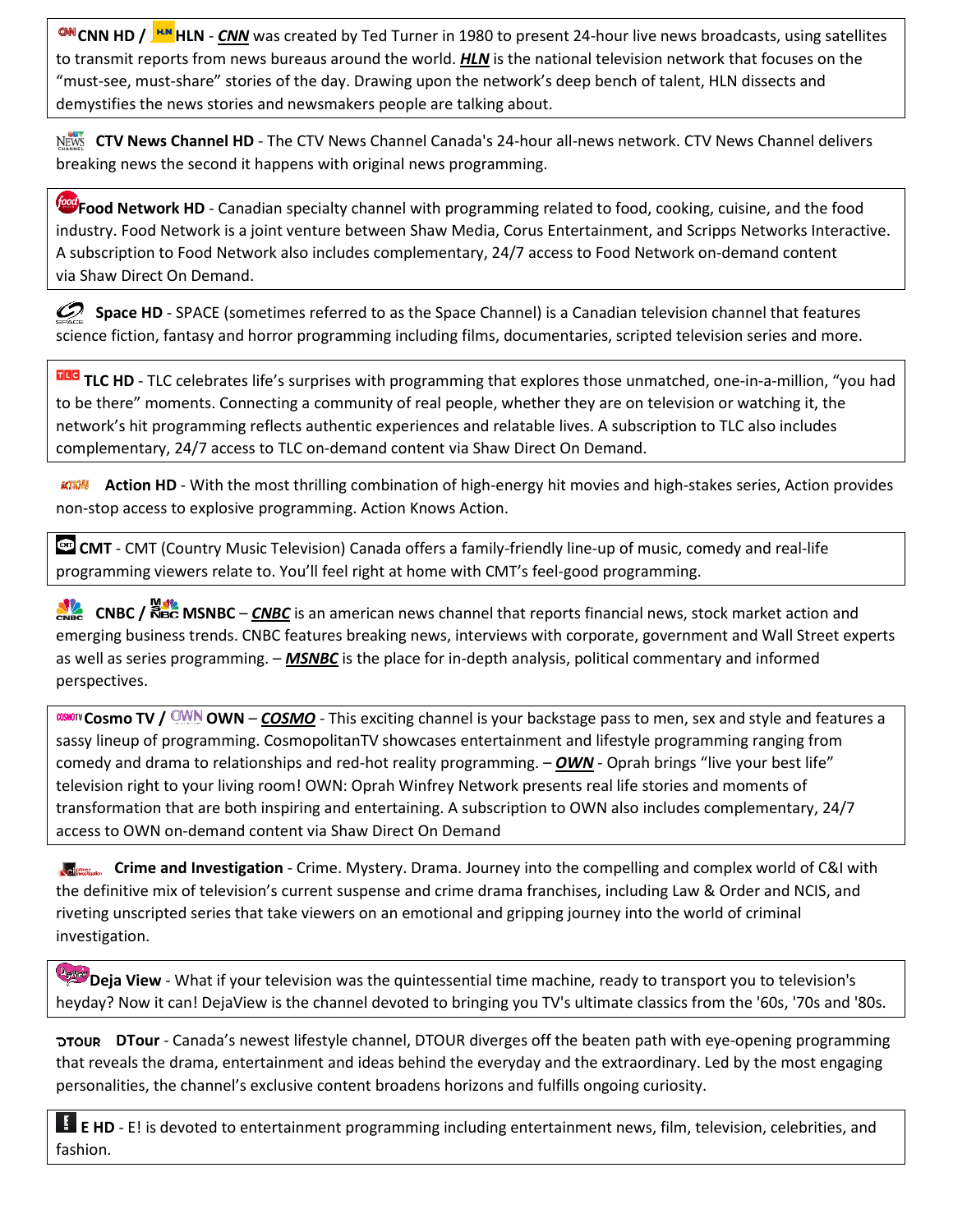**CNN HD / HLN** - ***CNN*** was created by Ted Turner in 1980 to present 24-hour live news broadcasts, using satellites to transmit reports from news bureaus around the world. ***HLN*** is the national television network that focuses on the "must-see, must-share" stories of the day. Drawing upon the network's deep bench of talent, HLN dissects and demystifies the news stories and newsmakers people are talking about.

**CTV News Channel HD** - The CTV News Channel Canada's 24-hour all-news network. CTV News Channel delivers breaking news the second it happens with original news programming.

**Food Network HD** - Canadian specialty channel with programming related to food, cooking, cuisine, and the food industry. Food Network is a joint venture between Shaw Media, Corus Entertainment, and Scripps Networks Interactive. A subscription to Food Network also includes complementary, 24/7 access to Food Network on-demand content via Shaw Direct On Demand.

**Space HD** - SPACE (sometimes referred to as the Space Channel) is a Canadian television channel that features science fiction, fantasy and horror programming including films, documentaries, scripted television series and more.

**TLC HD** - TLC celebrates life's surprises with programming that explores those unmatched, one-in-a-million, "you had to be there" moments. Connecting a community of real people, whether they are on television or watching it, the network's hit programming reflects authentic experiences and relatable lives. A subscription to TLC also includes complementary, 24/7 access to TLC on-demand content via Shaw Direct On Demand.

**Action HD** - With the most thrilling combination of high-energy hit movies and high-stakes series, Action provides non-stop access to explosive programming. Action Knows Action.

**CMT** - CMT (Country Music Television) Canada offers a family-friendly line-up of music, comedy and real-life programming viewers relate to. You'll feel right at home with CMT's feel-good programming.

**CNBC / MSNBC** – ***CNBC*** is an american news channel that reports financial news, stock market action and emerging business trends. CNBC features breaking news, interviews with corporate, government and Wall Street experts as well as series programming. – ***MSNBC*** is the place for in-depth analysis, political commentary and informed perspectives.

**Cosmo TV / OWN** – ***COSMO*** - This exciting channel is your backstage pass to men, sex and style and features a sassy lineup of programming. CosmopolitanTV showcases entertainment and lifestyle programming ranging from comedy and drama to relationships and red-hot reality programming. – ***OWN*** - Oprah brings "live your best life" television right to your living room! OWN: Oprah Winfrey Network presents real life stories and moments of transformation that are both inspiring and entertaining. A subscription to OWN also includes complementary, 24/7 access to OWN on-demand content via Shaw Direct On Demand

**Crime and Investigation** - Crime. Mystery. Drama. Journey into the compelling and complex world of C&I with the definitive mix of television's current suspense and crime drama franchises, including Law & Order and NCIS, and riveting unscripted series that take viewers on an emotional and gripping journey into the world of criminal investigation.

**Deja View** - What if your television was the quintessential time machine, ready to transport you to television's heyday? Now it can! DejaView is the channel devoted to bringing you TV's ultimate classics from the '60s, '70s and '80s.

**DTour** - Canada's newest lifestyle channel, DTOUR diverges off the beaten path with eye-opening programming that reveals the drama, entertainment and ideas behind the everyday and the extraordinary. Led by the most engaging personalities, the channel's exclusive content broadens horizons and fulfills ongoing curiosity.

**E HD** - E! is devoted to entertainment programming including entertainment news, film, television, celebrities, and fashion.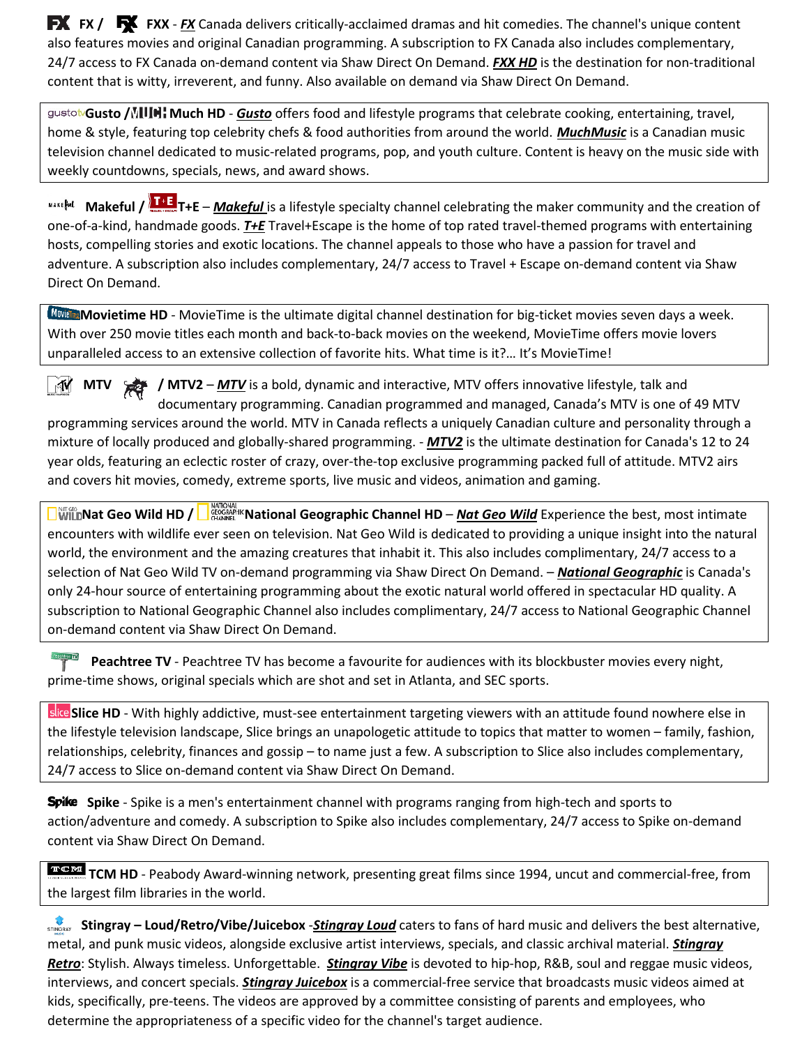**FX / FXX** - ***FX*** Canada delivers critically-acclaimed dramas and hit comedies. The channel's unique content also features movies and original Canadian programming. A subscription to FX Canada also includes complementary, 24/7 access to FX Canada on-demand content via Shaw Direct On Demand. ***FXX HD*** is the destination for non-traditional content that is witty, irreverent, and funny. Also available on demand via Shaw Direct On Demand.

**Gusto / Much HD** - ***Gusto*** offers food and lifestyle programs that celebrate cooking, entertaining, travel, home & style, featuring top celebrity chefs & food authorities from around the world. ***MuchMusic*** is a Canadian music television channel dedicated to music-related programs, pop, and youth culture. Content is heavy on the music side with weekly countdowns, specials, news, and award shows.

**Makeful / T+E** – ***Makeful*** is a lifestyle specialty channel celebrating the maker community and the creation of one-of-a-kind, handmade goods. ***T+E*** Travel+Escape is the home of top rated travel-themed programs with entertaining hosts, compelling stories and exotic locations. The channel appeals to those who have a passion for travel and adventure. A subscription also includes complementary, 24/7 access to Travel + Escape on-demand content via Shaw Direct On Demand.

**Movietime HD** - MovieTime is the ultimate digital channel destination for big-ticket movies seven days a week. With over 250 movie titles each month and back-to-back movies on the weekend, MovieTime offers movie lovers unparalleled access to an extensive collection of favorite hits. What time is it?… It's MovieTime!

**MTV / MTV2** – ***MTV*** is a bold, dynamic and interactive, MTV offers innovative lifestyle, talk and documentary programming. Canadian programmed and managed, Canada's MTV is one of 49 MTV programming services around the world. MTV in Canada reflects a uniquely Canadian culture and personality through a mixture of locally produced and globally-shared programming. - ***MTV2*** is the ultimate destination for Canada's 12 to 24 year olds, featuring an eclectic roster of crazy, over-the-top exclusive programming packed full of attitude. MTV2 airs and covers hit movies, comedy, extreme sports, live music and videos, animation and gaming.

**Nat Geo Wild HD / National Geographic Channel HD** – ***Nat Geo Wild*** Experience the best, most intimate encounters with wildlife ever seen on television. Nat Geo Wild is dedicated to providing a unique insight into the natural world, the environment and the amazing creatures that inhabit it. This also includes complimentary, 24/7 access to a selection of Nat Geo Wild TV on-demand programming via Shaw Direct On Demand. – ***National Geographic*** is Canada's only 24-hour source of entertaining programming about the exotic natural world offered in spectacular HD quality. A subscription to National Geographic Channel also includes complimentary, 24/7 access to National Geographic Channel on-demand content via Shaw Direct On Demand.

**Peachtree TV** - Peachtree TV has become a favourite for audiences with its blockbuster movies every night, prime-time shows, original specials which are shot and set in Atlanta, and SEC sports.

**Slice HD** - With highly addictive, must-see entertainment targeting viewers with an attitude found nowhere else in the lifestyle television landscape, Slice brings an unapologetic attitude to topics that matter to women – family, fashion, relationships, celebrity, finances and gossip – to name just a few. A subscription to Slice also includes complementary, 24/7 access to Slice on-demand content via Shaw Direct On Demand.

**Spike** - Spike is a men's entertainment channel with programs ranging from high-tech and sports to action/adventure and comedy. A subscription to Spike also includes complementary, 24/7 access to Spike on-demand content via Shaw Direct On Demand.

**TCM HD** - Peabody Award-winning network, presenting great films since 1994, uncut and commercial-free, from the largest film libraries in the world.

**Stingray – Loud/Retro/Vibe/Juicebox** -***Stingray Loud*** caters to fans of hard music and delivers the best alternative, metal, and punk music videos, alongside exclusive artist interviews, specials, and classic archival material. ***Stingray Retro***: Stylish. Always timeless. Unforgettable. ***Stingray Vibe*** is devoted to hip-hop, R&B, soul and reggae music videos, interviews, and concert specials. ***Stingray Juicebox*** is a commercial-free service that broadcasts music videos aimed at kids, specifically, pre-teens. The videos are approved by a committee consisting of parents and employees, who determine the appropriateness of a specific video for the channel's target audience.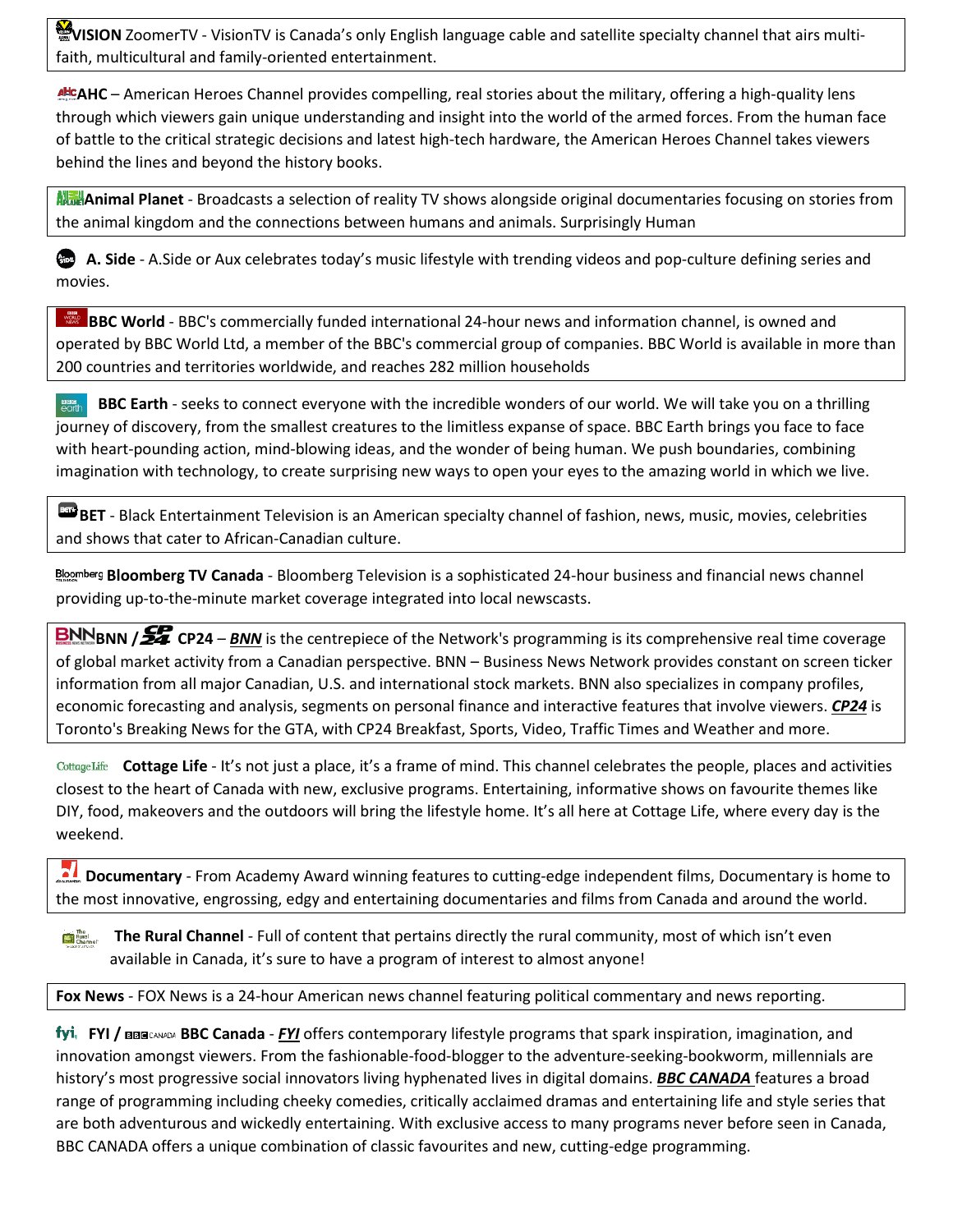**VISION** ZoomerTV - VisionTV is Canada's only English language cable and satellite specialty channel that airs multi-faith, multicultural and family-oriented entertainment.

**AHC** – American Heroes Channel provides compelling, real stories about the military, offering a high-quality lens through which viewers gain unique understanding and insight into the world of the armed forces. From the human face of battle to the critical strategic decisions and latest high-tech hardware, the American Heroes Channel takes viewers behind the lines and beyond the history books.

**Animal Planet** - Broadcasts a selection of reality TV shows alongside original documentaries focusing on stories from the animal kingdom and the connections between humans and animals. Surprisingly Human

**A. Side** - A.Side or Aux celebrates today's music lifestyle with trending videos and pop-culture defining series and movies.

**BBC World** - BBC's commercially funded international 24-hour news and information channel, is owned and operated by BBC World Ltd, a member of the BBC's commercial group of companies. BBC World is available in more than 200 countries and territories worldwide, and reaches 282 million households

**BBC Earth** - seeks to connect everyone with the incredible wonders of our world. We will take you on a thrilling journey of discovery, from the smallest creatures to the limitless expanse of space. BBC Earth brings you face to face with heart-pounding action, mind-blowing ideas, and the wonder of being human. We push boundaries, combining imagination with technology, to create surprising new ways to open your eyes to the amazing world in which we live.

**BET** - Black Entertainment Television is an American specialty channel of fashion, news, music, movies, celebrities and shows that cater to African-Canadian culture.

**Bloomberg TV Canada** - Bloomberg Television is a sophisticated 24-hour business and financial news channel providing up-to-the-minute market coverage integrated into local newscasts.

**BNN / CP24** – ***BNN*** is the centrepiece of the Network's programming is its comprehensive real time coverage of global market activity from a Canadian perspective. BNN – Business News Network provides constant on screen ticker information from all major Canadian, U.S. and international stock markets. BNN also specializes in company profiles, economic forecasting and analysis, segments on personal finance and interactive features that involve viewers. ***CP24*** is Toronto's Breaking News for the GTA, with CP24 Breakfast, Sports, Video, Traffic Times and Weather and more.

**Cottage Life** - It's not just a place, it's a frame of mind. This channel celebrates the people, places and activities closest to the heart of Canada with new, exclusive programs. Entertaining, informative shows on favourite themes like DIY, food, makeovers and the outdoors will bring the lifestyle home. It's all here at Cottage Life, where every day is the weekend.

**Documentary** - From Academy Award winning features to cutting-edge independent films, Documentary is home to the most innovative, engrossing, edgy and entertaining documentaries and films from Canada and around the world.

**The Rural Channel** - Full of content that pertains directly the rural community, most of which isn't even available in Canada, it's sure to have a program of interest to almost anyone!

**Fox News** - FOX News is a 24-hour American news channel featuring political commentary and news reporting.

**FYI / BBC Canada** - ***FYI*** offers contemporary lifestyle programs that spark inspiration, imagination, and innovation amongst viewers. From the fashionable-food-blogger to the adventure-seeking-bookworm, millennials are history's most progressive social innovators living hyphenated lives in digital domains. ***BBC CANADA*** features a broad range of programming including cheeky comedies, critically acclaimed dramas and entertaining life and style series that are both adventurous and wickedly entertaining. With exclusive access to many programs never before seen in Canada, BBC CANADA offers a unique combination of classic favourites and new, cutting-edge programming.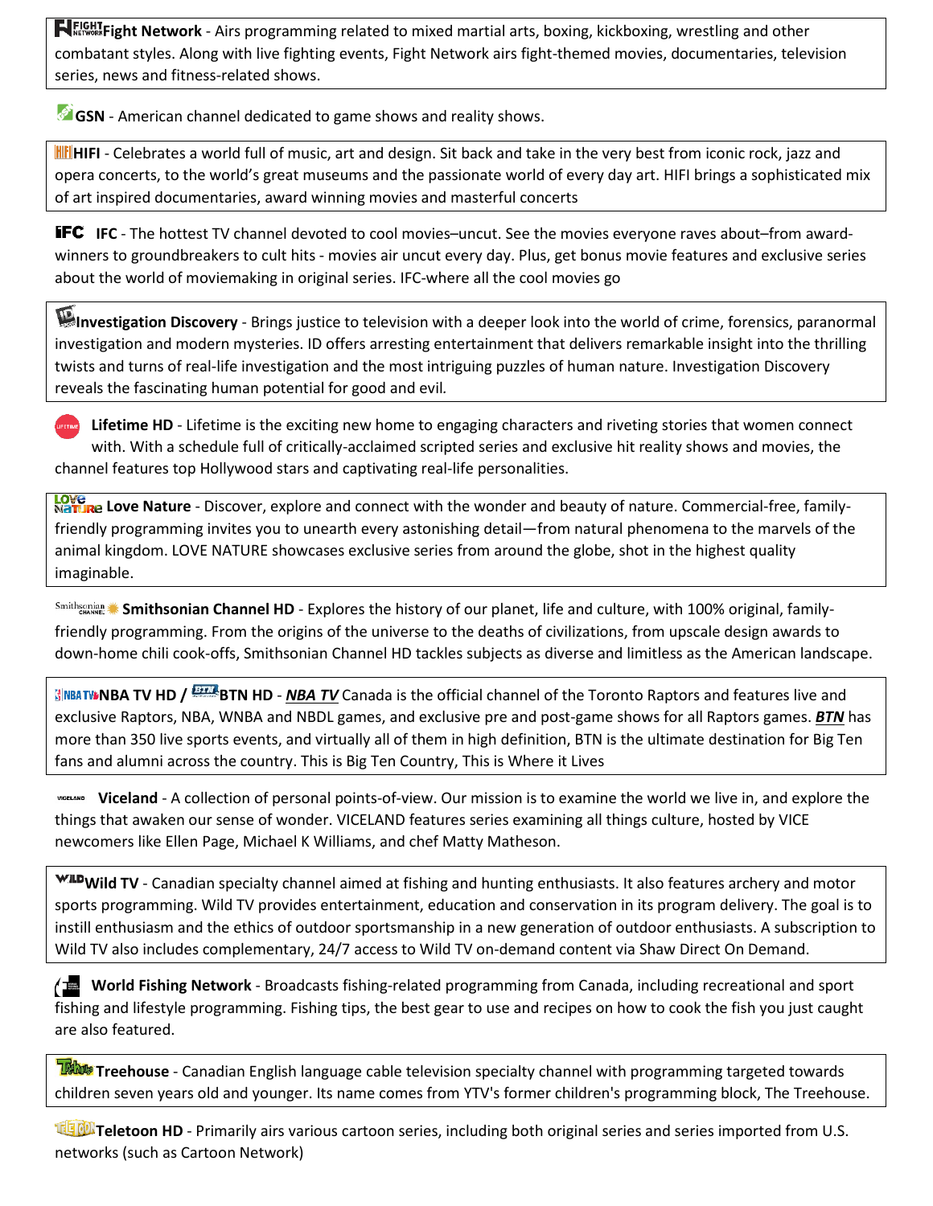**Fight Network** - Airs programming related to mixed martial arts, boxing, kickboxing, wrestling and other combatant styles. Along with live fighting events, Fight Network airs fight-themed movies, documentaries, television series, news and fitness-related shows.

**GSN** - American channel dedicated to game shows and reality shows.

**HIFI** - Celebrates a world full of music, art and design. Sit back and take in the very best from iconic rock, jazz and opera concerts, to the world's great museums and the passionate world of every day art. HIFI brings a sophisticated mix of art inspired documentaries, award winning movies and masterful concerts

**IFC** - The hottest TV channel devoted to cool movies–uncut. See the movies everyone raves about–from award-winners to groundbreakers to cult hits - movies air uncut every day. Plus, get bonus movie features and exclusive series about the world of moviemaking in original series. IFC-where all the cool movies go

**Investigation Discovery** - Brings justice to television with a deeper look into the world of crime, forensics, paranormal investigation and modern mysteries. ID offers arresting entertainment that delivers remarkable insight into the thrilling twists and turns of real-life investigation and the most intriguing puzzles of human nature. Investigation Discovery reveals the fascinating human potential for good and evil.

**Lifetime HD** - Lifetime is the exciting new home to engaging characters and riveting stories that women connect with. With a schedule full of critically-acclaimed scripted series and exclusive hit reality shows and movies, the channel features top Hollywood stars and captivating real-life personalities.

**Love Nature** - Discover, explore and connect with the wonder and beauty of nature. Commercial-free, family-friendly programming invites you to unearth every astonishing detail—from natural phenomena to the marvels of the animal kingdom. LOVE NATURE showcases exclusive series from around the globe, shot in the highest quality imaginable.

**Smithsonian Channel HD** - Explores the history of our planet, life and culture, with 100% original, family-friendly programming. From the origins of the universe to the deaths of civilizations, from upscale design awards to down-home chili cook-offs, Smithsonian Channel HD tackles subjects as diverse and limitless as the American landscape.

**NBA TV HD / BTN HD** - ***NBA TV*** Canada is the official channel of the Toronto Raptors and features live and exclusive Raptors, NBA, WNBA and NBDL games, and exclusive pre and post-game shows for all Raptors games. ***BTN*** has more than 350 live sports events, and virtually all of them in high definition, BTN is the ultimate destination for Big Ten fans and alumni across the country. This is Big Ten Country, This is Where it Lives

**Viceland** - A collection of personal points-of-view. Our mission is to examine the world we live in, and explore the things that awaken our sense of wonder. VICELAND features series examining all things culture, hosted by VICE newcomers like Ellen Page, Michael K Williams, and chef Matty Matheson.

**Wild TV** - Canadian specialty channel aimed at fishing and hunting enthusiasts. It also features archery and motor sports programming. Wild TV provides entertainment, education and conservation in its program delivery. The goal is to instill enthusiasm and the ethics of outdoor sportsmanship in a new generation of outdoor enthusiasts. A subscription to Wild TV also includes complementary, 24/7 access to Wild TV on-demand content via Shaw Direct On Demand.

**World Fishing Network** - Broadcasts fishing-related programming from Canada, including recreational and sport fishing and lifestyle programming. Fishing tips, the best gear to use and recipes on how to cook the fish you just caught are also featured.

**Treehouse** - Canadian English language cable television specialty channel with programming targeted towards children seven years old and younger. Its name comes from YTV's former children's programming block, The Treehouse.

**Teletoon HD** - Primarily airs various cartoon series, including both original series and series imported from U.S. networks (such as Cartoon Network)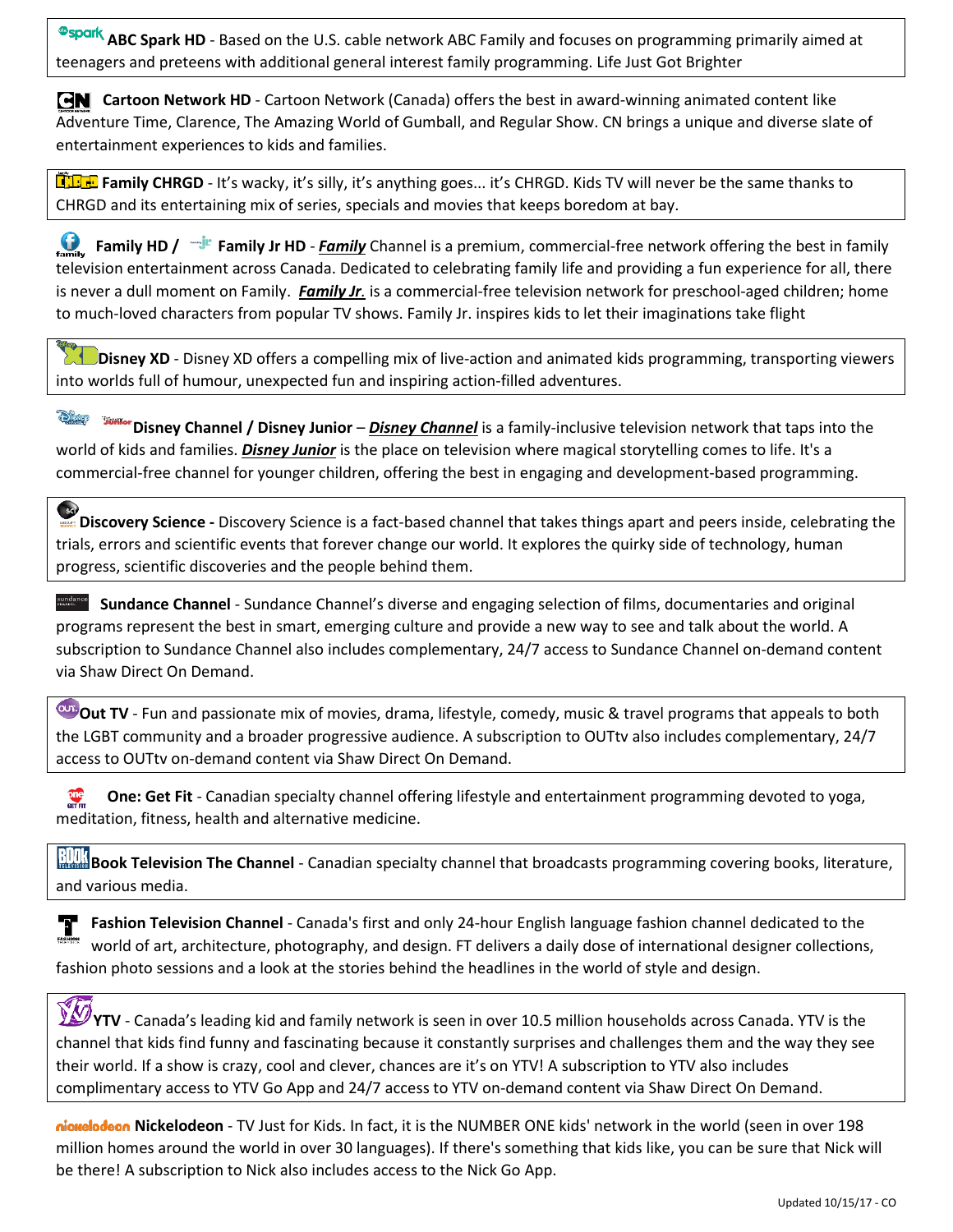**ABC Spark HD** - Based on the U.S. cable network ABC Family and focuses on programming primarily aimed at teenagers and preteens with additional general interest family programming. Life Just Got Brighter

**Cartoon Network HD** - Cartoon Network (Canada) offers the best in award-winning animated content like Adventure Time, Clarence, The Amazing World of Gumball, and Regular Show. CN brings a unique and diverse slate of entertainment experiences to kids and families.

**Family CHRGD** - It's wacky, it's silly, it's anything goes... it's CHRGD. Kids TV will never be the same thanks to CHRGD and its entertaining mix of series, specials and movies that keeps boredom at bay.

**Family HD / Family Jr HD** - ***Family*** Channel is a premium, commercial-free network offering the best in family television entertainment across Canada. Dedicated to celebrating family life and providing a fun experience for all, there is never a dull moment on Family. ***Family Jr.*** is a commercial-free television network for preschool-aged children; home to much-loved characters from popular TV shows. Family Jr. inspires kids to let their imaginations take flight

**Disney XD** - Disney XD offers a compelling mix of live-action and animated kids programming, transporting viewers into worlds full of humour, unexpected fun and inspiring action-filled adventures.

**Disney Channel / Disney Junior** – ***Disney Channel*** is a family-inclusive television network that taps into the world of kids and families. ***Disney Junior*** is the place on television where magical storytelling comes to life. It's a commercial-free channel for younger children, offering the best in engaging and development-based programming.

**Discovery Science -** Discovery Science is a fact-based channel that takes things apart and peers inside, celebrating the trials, errors and scientific events that forever change our world. It explores the quirky side of technology, human progress, scientific discoveries and the people behind them.

**Sundance Channel** - Sundance Channel's diverse and engaging selection of films, documentaries and original programs represent the best in smart, emerging culture and provide a new way to see and talk about the world. A subscription to Sundance Channel also includes complementary, 24/7 access to Sundance Channel on-demand content via Shaw Direct On Demand.

**Out TV** - Fun and passionate mix of movies, drama, lifestyle, comedy, music & travel programs that appeals to both the LGBT community and a broader progressive audience. A subscription to OUTtv also includes complementary, 24/7 access to OUTtv on-demand content via Shaw Direct On Demand.

**One: Get Fit** - Canadian specialty channel offering lifestyle and entertainment programming devoted to yoga, meditation, fitness, health and alternative medicine.

**Book Television The Channel** - Canadian specialty channel that broadcasts programming covering books, literature, and various media.

**Fashion Television Channel** - Canada's first and only 24-hour English language fashion channel dedicated to the world of art, architecture, photography, and design. FT delivers a daily dose of international designer collections, fashion photo sessions and a look at the stories behind the headlines in the world of style and design.

**YTV** - Canada's leading kid and family network is seen in over 10.5 million households across Canada. YTV is the channel that kids find funny and fascinating because it constantly surprises and challenges them and the way they see their world. If a show is crazy, cool and clever, chances are it's on YTV! A subscription to YTV also includes complimentary access to YTV Go App and 24/7 access to YTV on-demand content via Shaw Direct On Demand.

**Nickelodeon** - TV Just for Kids. In fact, it is the NUMBER ONE kids' network in the world (seen in over 198 million homes around the world in over 30 languages). If there's something that kids like, you can be sure that Nick will be there! A subscription to Nick also includes access to the Nick Go App.

Updated 10/15/17 - CO